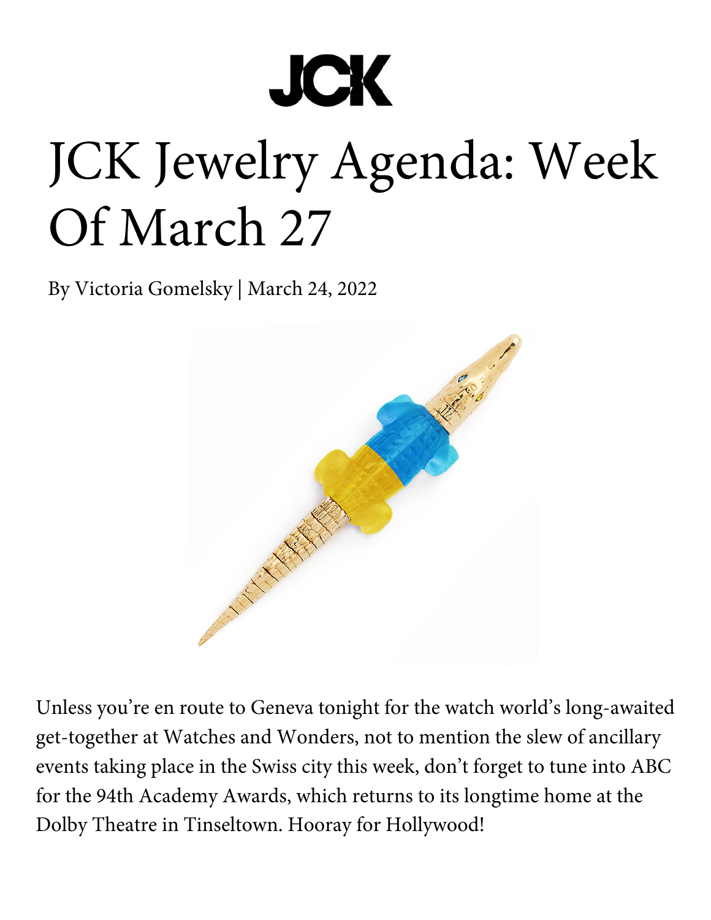JCK

# JCK Jewelry Agenda: Week Of March 27

By Victoria Gomelsky | March 24, 2022

Unless you're en route to Geneva tonight for the watch world's long-awaited get-together at Watches and Wonders, not to mention the slew of ancillary events taking place in the Swiss city this week, don't forget to tune into ABC for the 94th Academy Awards, which returns to its longtime home at the Dolby Theatre in Tinseltown. Hooray for Hollywood!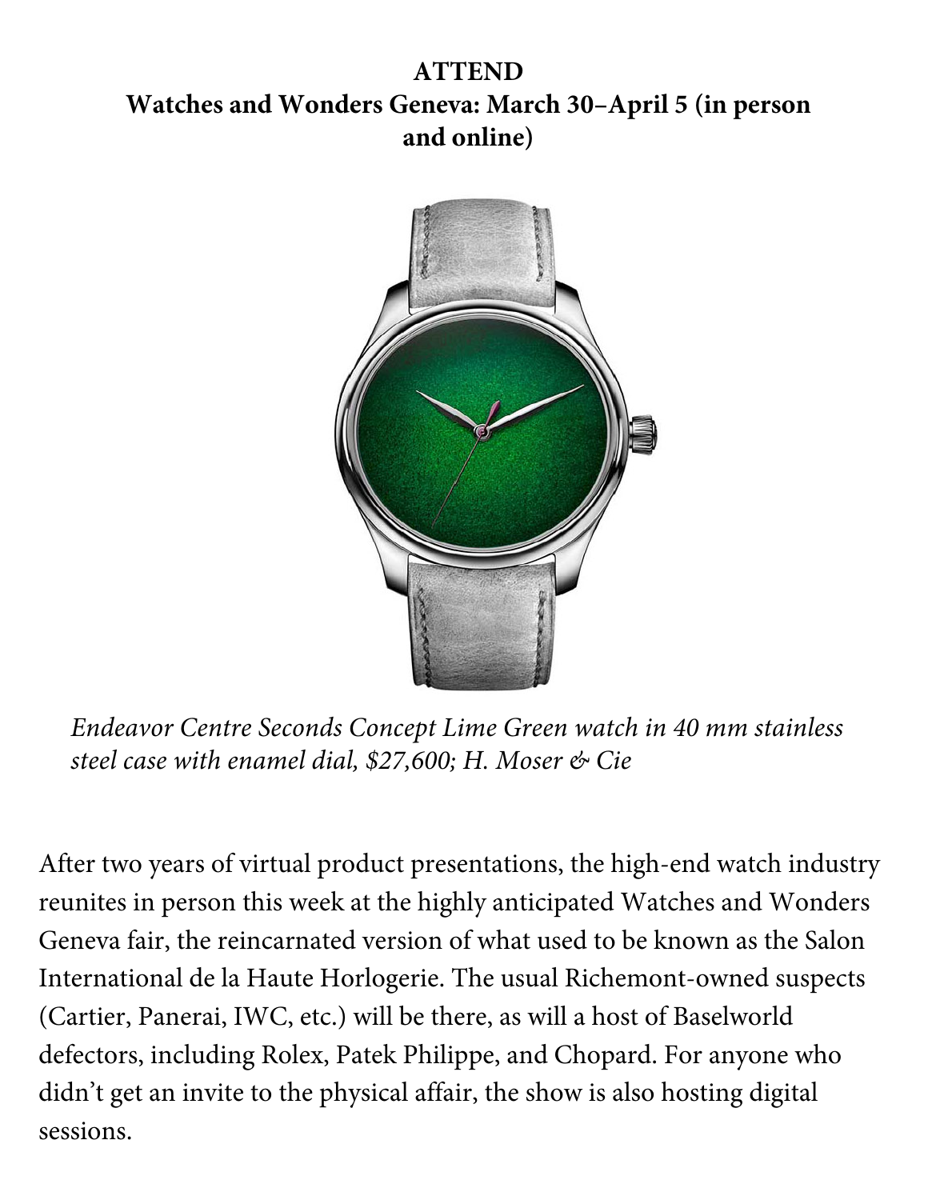**ATTEND**
**Watches and Wonders Geneva: March 30–April 5 (in person and online)**

*Endeavor Centre Seconds Concept Lime Green watch in 40 mm stainless steel case with enamel dial, $27,600; H. Moser & Cie*

After two years of virtual product presentations, the high-end watch industry reunites in person this week at the highly anticipated Watches and Wonders Geneva fair, the reincarnated version of what used to be known as the Salon International de la Haute Horlogerie. The usual Richemont-owned suspects (Cartier, Panerai, IWC, etc.) will be there, as will a host of Baselworld defectors, including Rolex, Patek Philippe, and Chopard. For anyone who didn't get an invite to the physical affair, the show is also hosting digital sessions.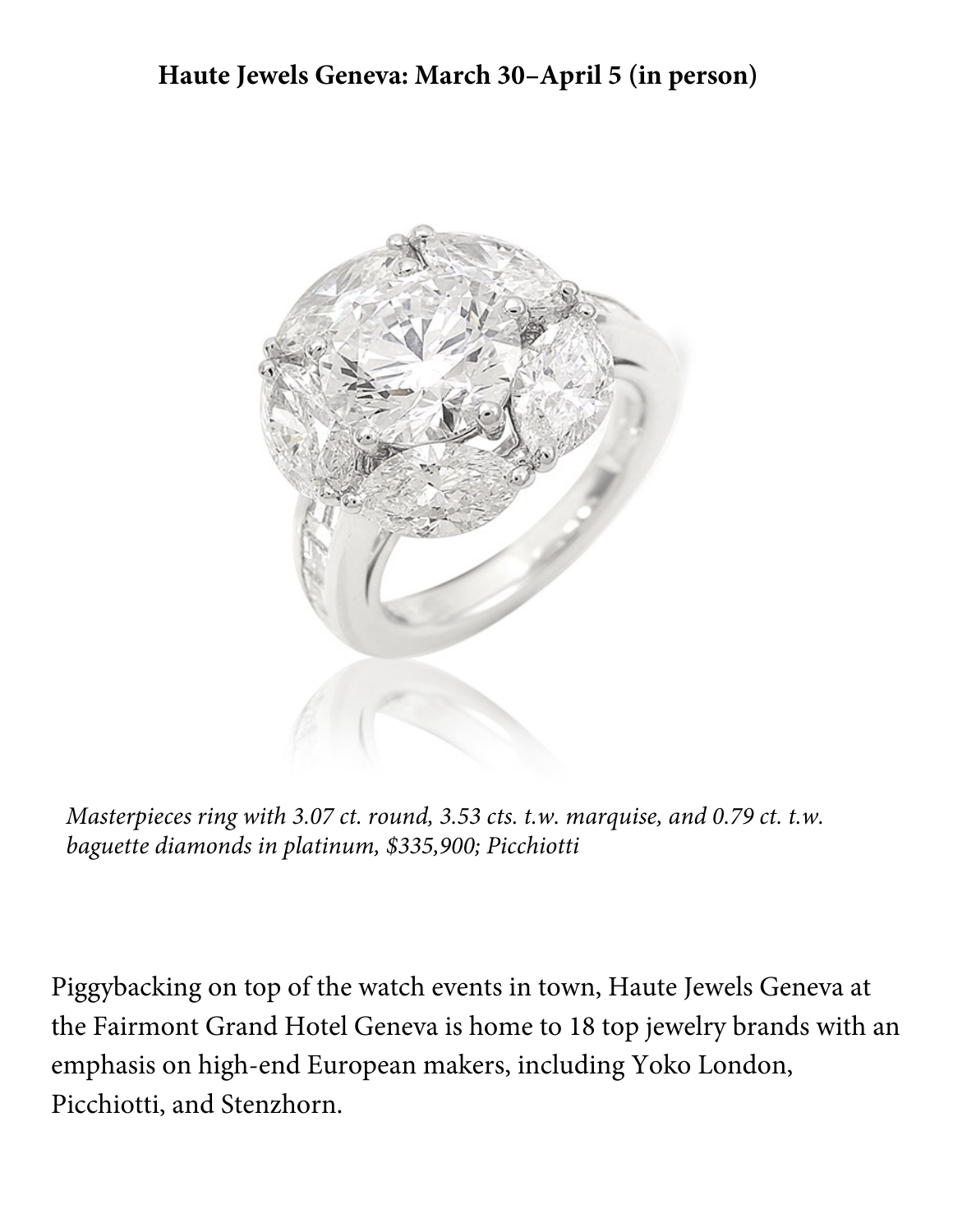**Haute Jewels Geneva: March 30–April 5 (in person)**

*Masterpieces ring with 3.07 ct. round, 3.53 cts. t.w. marquise, and 0.79 ct. t.w. baguette diamonds in platinum, $335,900; Picchiotti*

Piggybacking on top of the watch events in town, Haute Jewels Geneva at the Fairmont Grand Hotel Geneva is home to 18 top jewelry brands with an emphasis on high-end European makers, including Yoko London, Picchiotti, and Stenzhorn.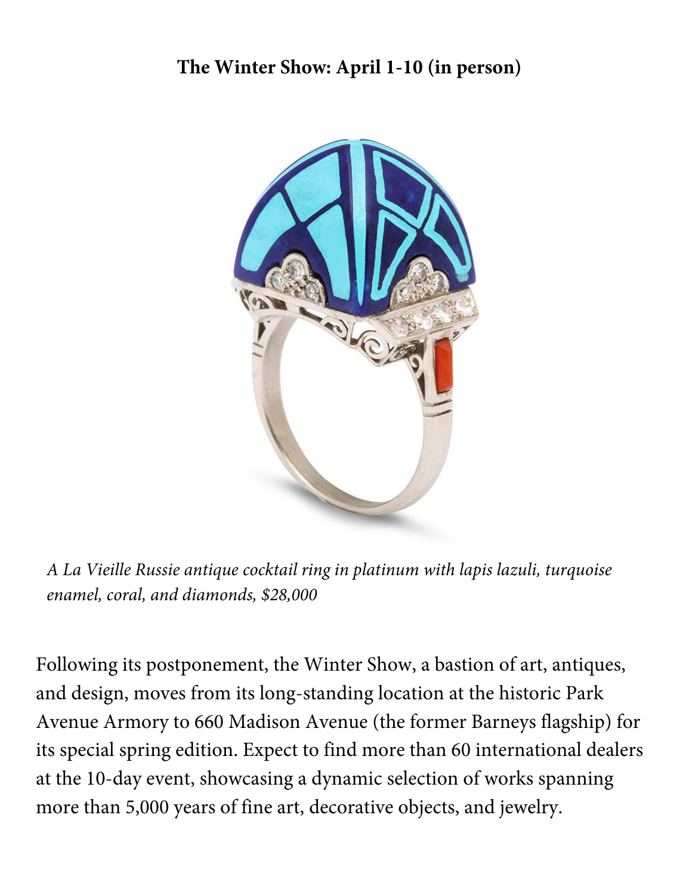**The Winter Show: April 1-10 (in person)**

*A La Vieille Russie antique cocktail ring in platinum with lapis lazuli, turquoise enamel, coral, and diamonds, $28,000*

Following its postponement, the Winter Show, a bastion of art, antiques, and design, moves from its long-standing location at the historic Park Avenue Armory to 660 Madison Avenue (the former Barneys flagship) for its special spring edition. Expect to find more than 60 international dealers at the 10-day event, showcasing a dynamic selection of works spanning more than 5,000 years of fine art, decorative objects, and jewelry.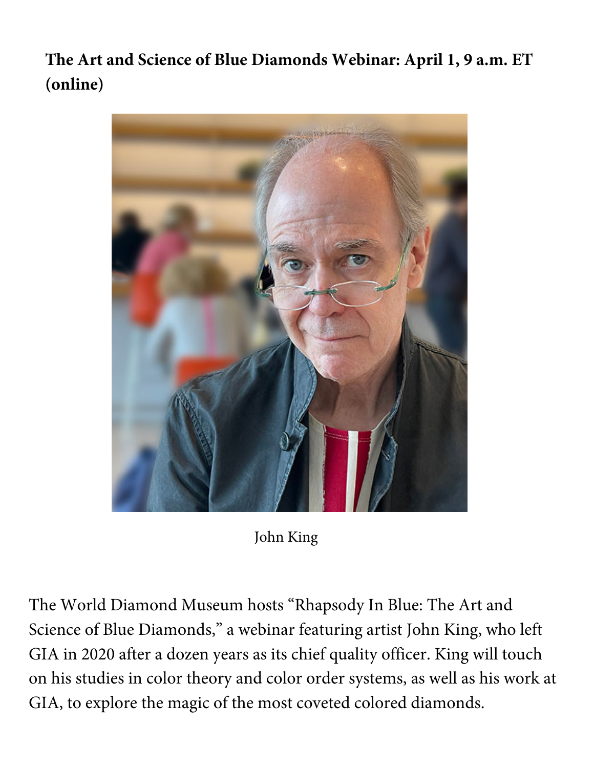**The Art and Science of Blue Diamonds Webinar: April 1, 9 a.m. ET (online)**

John King

The World Diamond Museum hosts "Rhapsody In Blue: The Art and Science of Blue Diamonds," a webinar featuring artist John King, who left GIA in 2020 after a dozen years as its chief quality officer. King will touch on his studies in color theory and color order systems, as well as his work at GIA, to explore the magic of the most coveted colored diamonds.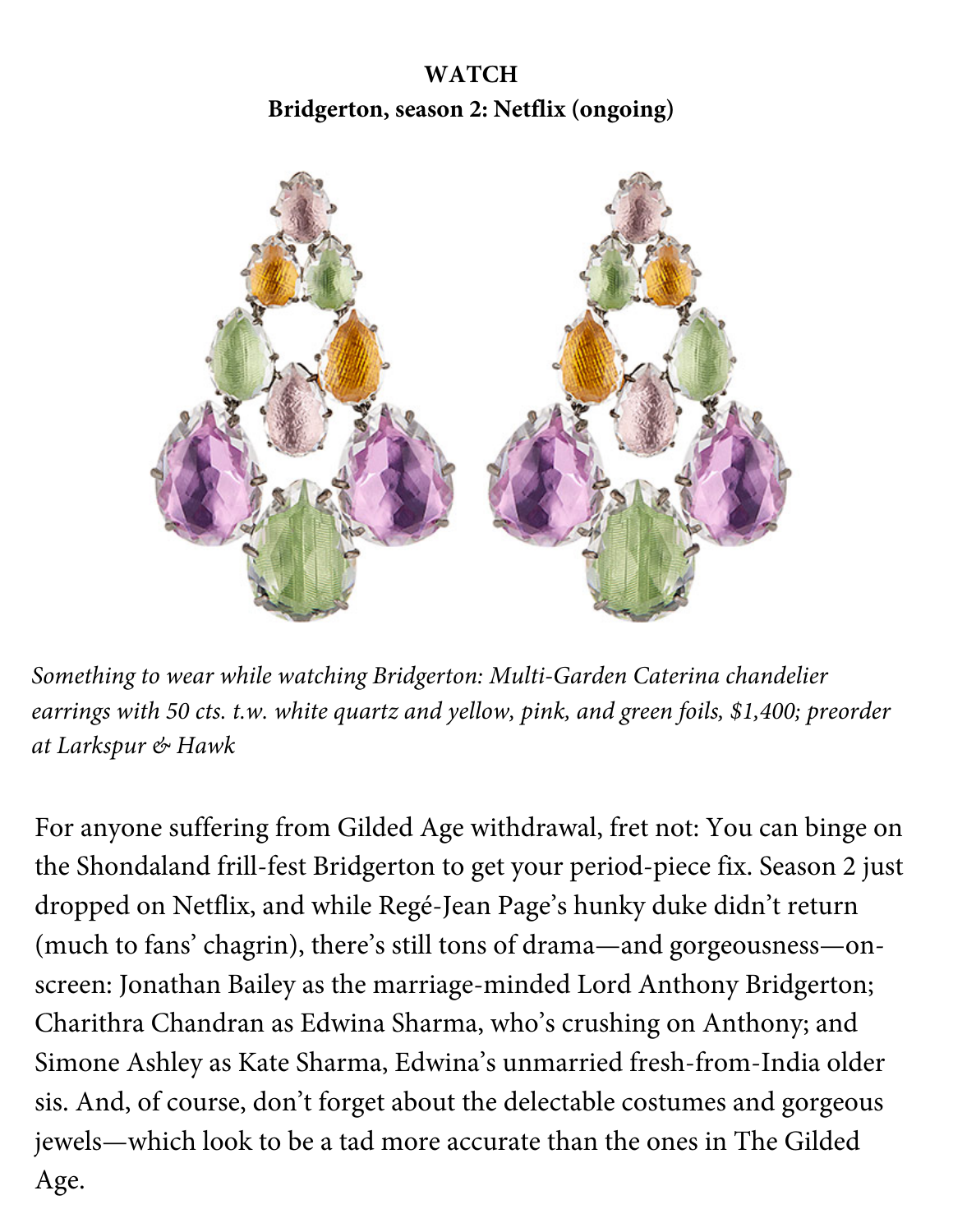**WATCH**
**Bridgerton, season 2: Netflix (ongoing)**

*Something to wear while watching Bridgerton: Multi-Garden Caterina chandelier earrings with 50 cts. t.w. white quartz and yellow, pink, and green foils, $1,400; preorder at Larkspur & Hawk*

For anyone suffering from Gilded Age withdrawal, fret not: You can binge on the Shondaland frill-fest Bridgerton to get your period-piece fix. Season 2 just dropped on Netflix, and while Regé-Jean Page's hunky duke didn't return (much to fans' chagrin), there's still tons of drama—and gorgeousness—on-screen: Jonathan Bailey as the marriage-minded Lord Anthony Bridgerton; Charithra Chandran as Edwina Sharma, who's crushing on Anthony; and Simone Ashley as Kate Sharma, Edwina's unmarried fresh-from-India older sis. And, of course, don't forget about the delectable costumes and gorgeous jewels—which look to be a tad more accurate than the ones in The Gilded Age.